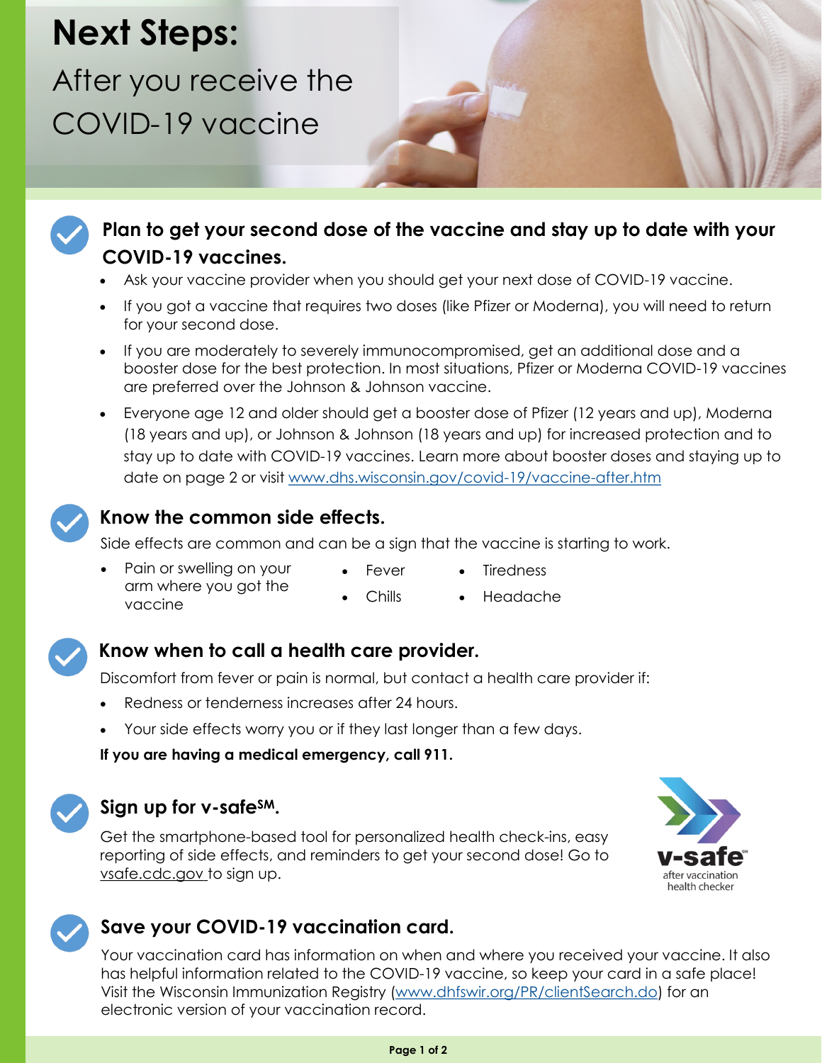# Next Steps:

After you receive the COVID-19 vaccine

## Plan to get your second dose of the vaccine and stay up to date with your COVID-19 vaccines.

- Ask your vaccine provider when you should get your next dose of COVID-19 vaccine.
- If you got a vaccine that requires two doses (like Pfizer or Moderna), you will need to return for your second dose.
- If you are moderately to severely immunocompromised, get an additional dose and a booster dose for the best protection. In most situations, Pfizer or Moderna COVID-19 vaccines are preferred over the Johnson & Johnson vaccine.
- Everyone age 12 and older should get a booster dose of Pfizer (12 years and up), Moderna (18 years and up), or Johnson & Johnson (18 years and up) for increased protection and to stay up to date with COVID-19 vaccines. Learn more about booster doses and staying up to date on page 2 or visit www.dhs.wisconsin.gov/covid-19/vaccine-after.htm

## Know the common side effects.

Side effects are common and can be a sign that the vaccine is starting to work.

- Pain or swelling on your arm where you got the vaccine
- Fever
- Chills
- Tiredness
- Headache

## Know when to call a health care provider.

Discomfort from fever or pain is normal, but contact a health care provider if:

- Redness or tenderness increases after 24 hours.
- Your side effects worry you or if they last longer than a few days.

**If you are having a medical emergency, call 911.**

## Sign up for v-safe℠.

Get the smartphone-based tool for personalized health check-ins, easy reporting of side effects, and reminders to get your second dose! Go to vsafe.cdc.gov to sign up.

v-safe℠ after vaccination health checker

## Save your COVID-19 vaccination card.

Your vaccination card has information on when and where you received your vaccine. It also has helpful information related to the COVID-19 vaccine, so keep your card in a safe place! Visit the Wisconsin Immunization Registry (www.dhfswir.org/PR/clientSearch.do) for an electronic version of your vaccination record.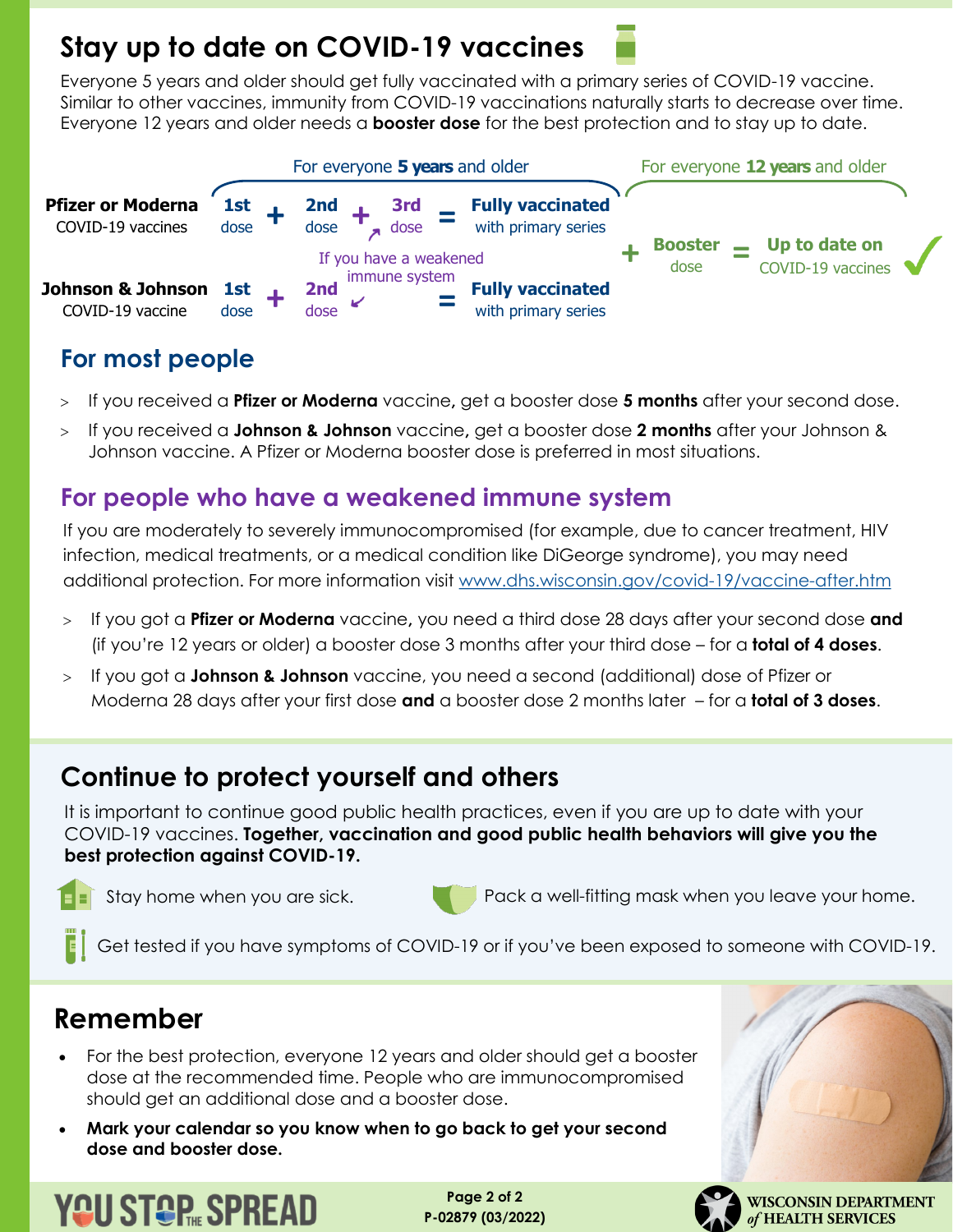# Stay up to date on COVID-19 vaccines

Everyone 5 years and older should get fully vaccinated with a primary series of COVID-19 vaccine. Similar to other vaccines, immunity from COVID-19 vaccinations naturally starts to decrease over time. Everyone 12 years and older needs a **booster dose** for the best protection and to stay up to date.

For everyone **5 years** and older

For everyone **12 years** and older

**Pfizer or Moderna** COVID-19 vaccines: **1st** dose + **2nd** dose + **3rd** dose = **Fully vaccinated** with primary series

If you have a weakened immune system

**Johnson & Johnson** COVID-19 vaccine: **1st** dose + **2nd** dose = **Fully vaccinated** with primary series

+ **Booster** dose = **Up to date on** COVID-19 vaccines

## For most people

- If you received a **Pfizer or Moderna** vaccine**,** get a booster dose **5 months** after your second dose.
- If you received a **Johnson & Johnson** vaccine**,** get a booster dose **2 months** after your Johnson & Johnson vaccine. A Pfizer or Moderna booster dose is preferred in most situations.

## For people who have a weakened immune system

If you are moderately to severely immunocompromised (for example, due to cancer treatment, HIV infection, medical treatments, or a medical condition like DiGeorge syndrome), you may need additional protection. For more information visit www.dhs.wisconsin.gov/covid-19/vaccine-after.htm

- If you got a **Pfizer or Moderna** vaccine**,** you need a third dose 28 days after your second dose **and** (if you're 12 years or older) a booster dose 3 months after your third dose – for a **total of 4 doses**.
- If you got a **Johnson & Johnson** vaccine, you need a second (additional) dose of Pfizer or Moderna 28 days after your first dose **and** a booster dose 2 months later – for a **total of 3 doses**.

## Continue to protect yourself and others

It is important to continue good public health practices, even if you are up to date with your COVID-19 vaccines. **Together, vaccination and good public health behaviors will give you the best protection against COVID-19.**

- Stay home when you are sick.
- Pack a well-fitting mask when you leave your home.
- Get tested if you have symptoms of COVID-19 or if you've been exposed to someone with COVID-19.

## Remember

- For the best protection, everyone 12 years and older should get a booster dose at the recommended time. People who are immunocompromised should get an additional dose and a booster dose.
- **Mark your calendar so you know when to go back to get your second dose and booster dose.**

YOU STOP THE SPREAD

P-02879 (03/2022)

WISCONSIN DEPARTMENT of HEALTH SERVICES